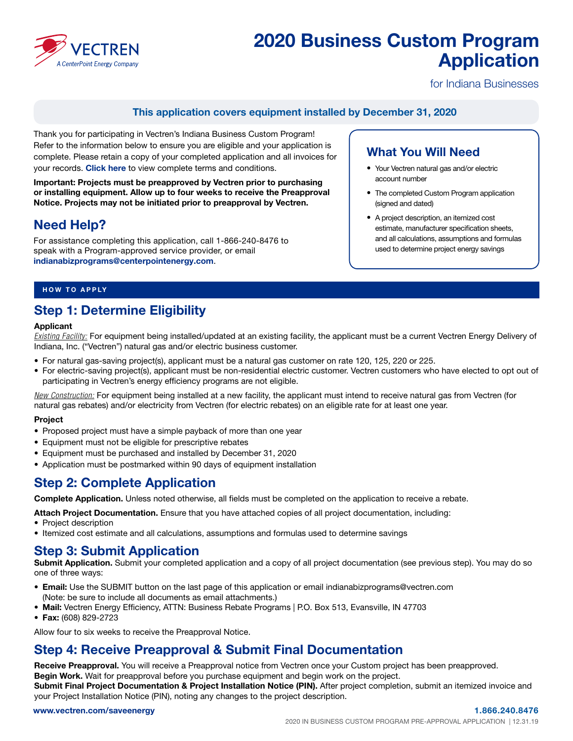VECTREN
A CenterPoint Energy Company

# 2020 Business Custom Program Application

for Indiana Businesses

**This application covers equipment installed by December 31, 2020**

Thank you for participating in Vectren's Indiana Business Custom Program! Refer to the information below to ensure you are eligible and your application is complete. Please retain a copy of your completed application and all invoices for your records. **Click here** to view complete terms and conditions.

**Important: Projects must be preapproved by Vectren prior to purchasing or installing equipment. Allow up to four weeks to receive the Preapproval Notice. Projects may not be initiated prior to preapproval by Vectren.**

## Need Help?

For assistance completing this application, call 1-866-240-8476 to speak with a Program-approved service provider, or email **indianabizprograms@centerpointenergy.com**.

## What You Will Need

- Your Vectren natural gas and/or electric account number
- The completed Custom Program application (signed and dated)
- A project description, an itemized cost estimate, manufacturer specification sheets, and all calculations, assumptions and formulas used to determine project energy savings

## HOW TO APPLY

## Step 1: Determine Eligibility

**Applicant**

*Existing Facility:* For equipment being installed/updated at an existing facility, the applicant must be a current Vectren Energy Delivery of Indiana, Inc. ("Vectren") natural gas and/or electric business customer.

- For natural gas-saving project(s), applicant must be a natural gas customer on rate 120, 125, 220 or 225.
- For electric-saving project(s), applicant must be non-residential electric customer. Vectren customers who have elected to opt out of participating in Vectren's energy efficiency programs are not eligible.

*New Construction:* For equipment being installed at a new facility, the applicant must intend to receive natural gas from Vectren (for natural gas rebates) and/or electricity from Vectren (for electric rebates) on an eligible rate for at least one year.

**Project**

- Proposed project must have a simple payback of more than one year
- Equipment must not be eligible for prescriptive rebates
- Equipment must be purchased and installed by December 31, 2020
- Application must be postmarked within 90 days of equipment installation

## Step 2: Complete Application

**Complete Application.** Unless noted otherwise, all fields must be completed on the application to receive a rebate.

**Attach Project Documentation.** Ensure that you have attached copies of all project documentation, including:

- Project description
- Itemized cost estimate and all calculations, assumptions and formulas used to determine savings

## Step 3: Submit Application

**Submit Application.** Submit your completed application and a copy of all project documentation (see previous step). You may do so one of three ways:

- **Email:** Use the SUBMIT button on the last page of this application or email indianabizprograms@vectren.com (Note: be sure to include all documents as email attachments.)
- **Mail:** Vectren Energy Efficiency, ATTN: Business Rebate Programs | P.O. Box 513, Evansville, IN 47703
- **Fax:** (608) 829-2723

Allow four to six weeks to receive the Preapproval Notice.

## Step 4: Receive Preapproval & Submit Final Documentation

**Receive Preapproval.** You will receive a Preapproval notice from Vectren once your Custom project has been preapproved.
**Begin Work.** Wait for preapproval before you purchase equipment and begin work on the project.
**Submit Final Project Documentation & Project Installation Notice (PIN).** After project completion, submit an itemized invoice and your Project Installation Notice (PIN), noting any changes to the project description.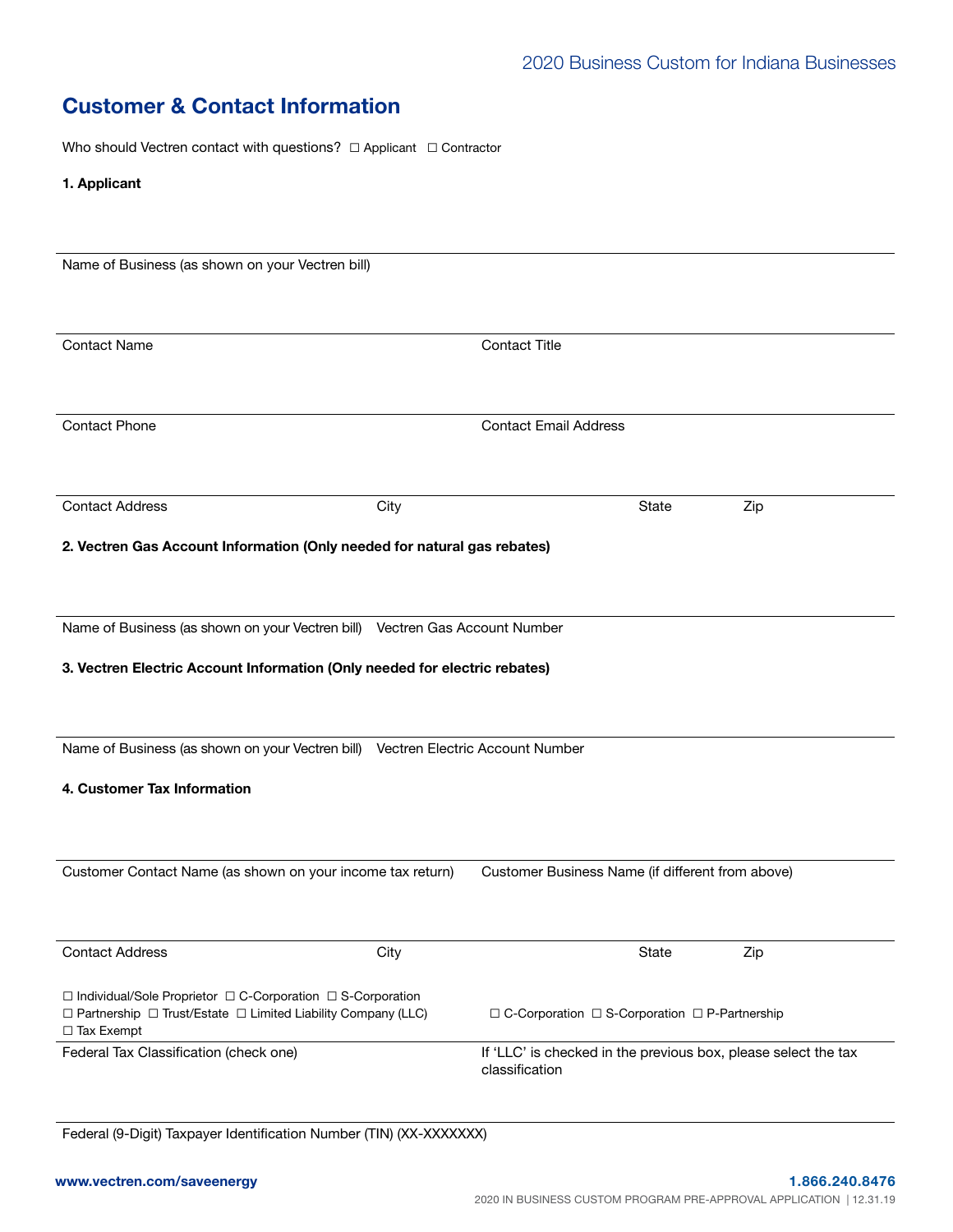## Customer & Contact Information

Who should Vectren contact with questions? ☐ Applicant ☐ Contractor

**1. Applicant**

Name of Business (as shown on your Vectren bill)

Contact Name | Contact Title

Contact Phone | Contact Email Address

Contact Address | City | State | Zip

**2. Vectren Gas Account Information (Only needed for natural gas rebates)**

Name of Business (as shown on your Vectren bill) | Vectren Gas Account Number

**3. Vectren Electric Account Information (Only needed for electric rebates)**

Name of Business (as shown on your Vectren bill) | Vectren Electric Account Number

**4. Customer Tax Information**

Customer Contact Name (as shown on your income tax return) | Customer Business Name (if different from above)

Contact Address | City | State | Zip

☐ Individual/Sole Proprietor ☐ C-Corporation ☐ S-Corporation
☐ Partnership ☐ Trust/Estate ☐ Limited Liability Company (LLC)
☐ Tax Exempt

Federal Tax Classification (check one)

☐ C-Corporation ☐ S-Corporation ☐ P-Partnership

If 'LLC' is checked in the previous box, please select the tax classification

Federal (9-Digit) Taxpayer Identification Number (TIN) (XX-XXXXXXX)

www.vectren.com/saveenergy

1.866.240.8476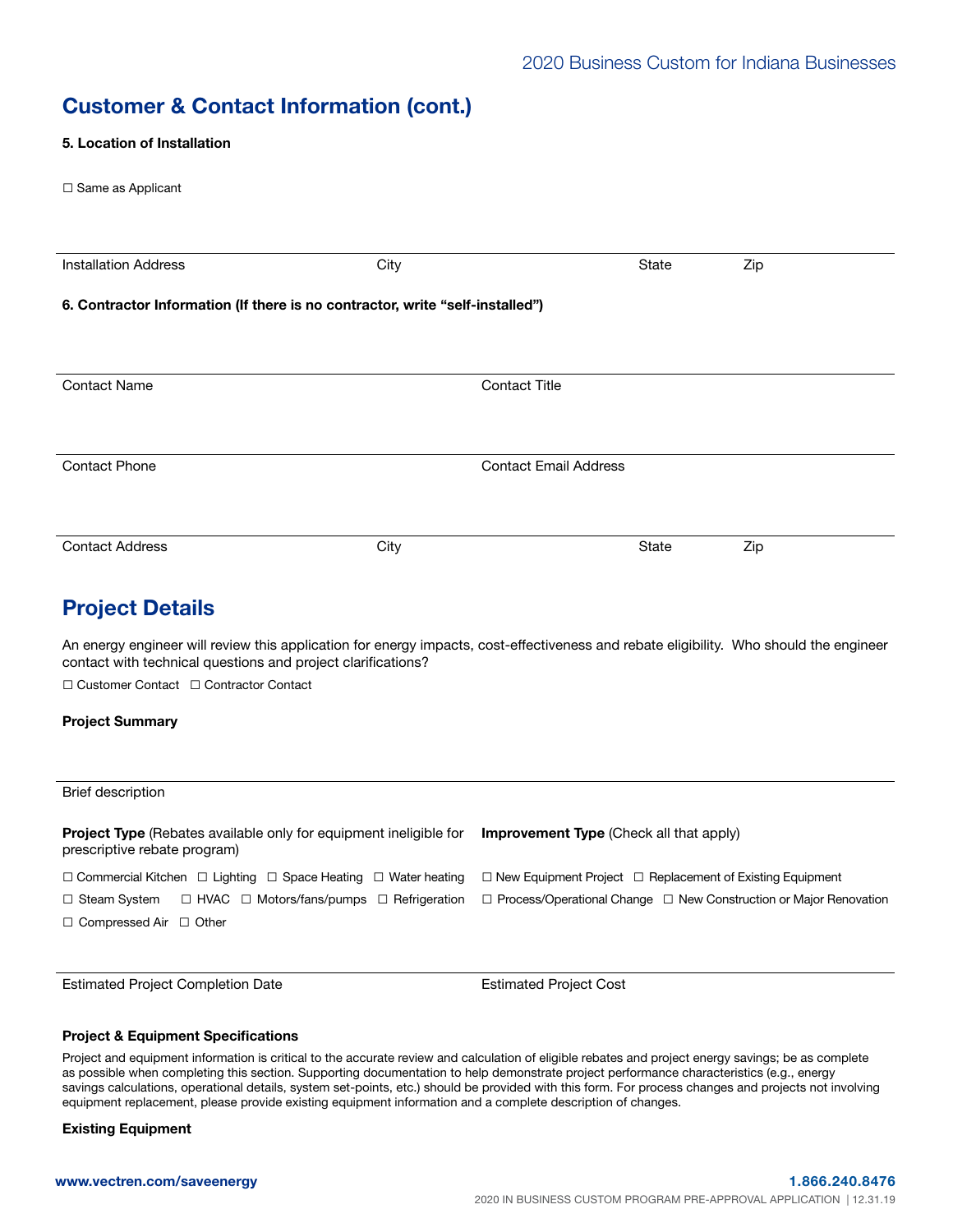## Customer & Contact Information (cont.)

**5. Location of Installation**

☐ Same as Applicant

| Installation Address | City | State | Zip |
|---|---|---|---|

**6. Contractor Information (If there is no contractor, write "self-installed")**

| Contact Name | Contact Title |
|---|---|

| Contact Phone | Contact Email Address |
|---|---|

| Contact Address | City | State | Zip |
|---|---|---|---|

## Project Details

An energy engineer will review this application for energy impacts, cost-effectiveness and rebate eligibility. Who should the engineer contact with technical questions and project clarifications?

☐ Customer Contact ☐ Contractor Contact

**Project Summary**

Brief description

**Project Type** (Rebates available only for equipment ineligible for prescriptive rebate program)

☐ Commercial Kitchen ☐ Lighting ☐ Space Heating ☐ Water heating
☐ Steam System ☐ HVAC ☐ Motors/fans/pumps ☐ Refrigeration
☐ Compressed Air ☐ Other

**Improvement Type** (Check all that apply)

☐ New Equipment Project ☐ Replacement of Existing Equipment
☐ Process/Operational Change ☐ New Construction or Major Renovation

| Estimated Project Completion Date | Estimated Project Cost |
|---|---|

**Project & Equipment Specifications**

Project and equipment information is critical to the accurate review and calculation of eligible rebates and project energy savings; be as complete as possible when completing this section. Supporting documentation to help demonstrate project performance characteristics (e.g., energy savings calculations, operational details, system set-points, etc.) should be provided with this form. For process changes and projects not involving equipment replacement, please provide existing equipment information and a complete description of changes.

**Existing Equipment**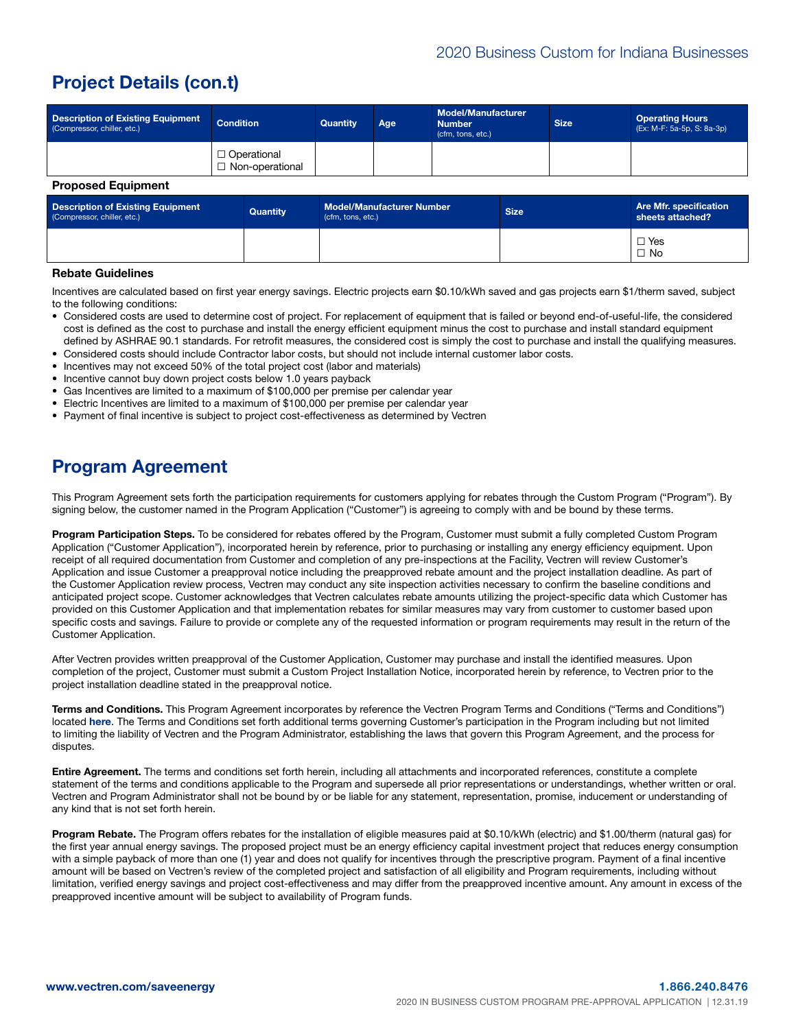## Project Details (con.t)

| Description of Existing Equipment (Compressor, chiller, etc.) | Condition | Quantity | Age | Model/Manufacturer Number (cfm, tons, etc.) | Size | Operating Hours (Ex: M-F: 5a-5p, S: 8a-3p) |
|---|---|---|---|---|---|---|
| | ☐ Operational ☐ Non-operational | | | | | |

### Proposed Equipment

| Description of Existing Equipment (Compressor, chiller, etc.) | Quantity | Model/Manufacturer Number (cfm, tons, etc.) | Size | Are Mfr. specification sheets attached? |
|---|---|---|---|---|
| | | | | ☐ Yes ☐ No |

### Rebate Guidelines

Incentives are calculated based on first year energy savings. Electric projects earn $0.10/kWh saved and gas projects earn $1/therm saved, subject to the following conditions:

- Considered costs are used to determine cost of project. For replacement of equipment that is failed or beyond end-of-useful-life, the considered cost is defined as the cost to purchase and install the energy efficient equipment minus the cost to purchase and install standard equipment defined by ASHRAE 90.1 standards. For retrofit measures, the considered cost is simply the cost to purchase and install the qualifying measures.
- Considered costs should include Contractor labor costs, but should not include internal customer labor costs.
- Incentives may not exceed 50% of the total project cost (labor and materials)
- Incentive cannot buy down project costs below 1.0 years payback
- Gas Incentives are limited to a maximum of $100,000 per premise per calendar year
- Electric Incentives are limited to a maximum of $100,000 per premise per calendar year
- Payment of final incentive is subject to project cost-effectiveness as determined by Vectren

## Program Agreement

This Program Agreement sets forth the participation requirements for customers applying for rebates through the Custom Program ("Program"). By signing below, the customer named in the Program Application ("Customer") is agreeing to comply with and be bound by these terms.

**Program Participation Steps.** To be considered for rebates offered by the Program, Customer must submit a fully completed Custom Program Application ("Customer Application"), incorporated herein by reference, prior to purchasing or installing any energy efficiency equipment. Upon receipt of all required documentation from Customer and completion of any pre-inspections at the Facility, Vectren will review Customer's Application and issue Customer a preapproved notice including the preapproved rebate amount and the project installation deadline. As part of the Customer Application review process, Vectren may conduct any site inspection activities necessary to confirm the baseline conditions and anticipated project scope. Customer acknowledges that Vectren calculates rebate amounts utilizing the project-specific data which Customer has provided on this Customer Application and that implementation rebates for similar measures may vary from customer to customer based upon specific costs and savings. Failure to provide or complete any of the requested information or program requirements may result in the return of the Customer Application.

After Vectren provides written preapproval of the Customer Application, Customer may purchase and install the identified measures. Upon completion of the project, Customer must submit a Custom Project Installation Notice, incorporated herein by reference, to Vectren prior to the project installation deadline stated in the preapproval notice.

**Terms and Conditions.** This Program Agreement incorporates by reference the Vectren Program Terms and Conditions ("Terms and Conditions") located here. The Terms and Conditions set forth additional terms governing Customer's participation in the Program including but not limited to limiting the liability of Vectren and the Program Administrator, establishing the laws that govern this Program Agreement, and the process for disputes.

**Entire Agreement.** The terms and conditions set forth herein, including all attachments and incorporated references, constitute a complete statement of the terms and conditions applicable to the Program and supersede all prior representations or understandings, whether written or oral. Vectren and Program Administrator shall not be bound by or be liable for any statement, representation, promise, inducement or understanding of any kind that is not set forth herein.

**Program Rebate.** The Program offers rebates for the installation of eligible measures paid at $0.10/kWh (electric) and $1.00/therm (natural gas) for the first year annual energy savings. The proposed project must be an energy efficiency capital investment project that reduces energy consumption with a simple payback of more than one (1) year and does not qualify for incentives through the prescriptive program. Payment of a final incentive amount will be based on Vectren's review of the completed project and satisfaction of all eligibility and Program requirements, including without limitation, verified energy savings and project cost-effectiveness and may differ from the preapproved incentive amount. Any amount in excess of the preapproved incentive amount will be subject to availability of Program funds.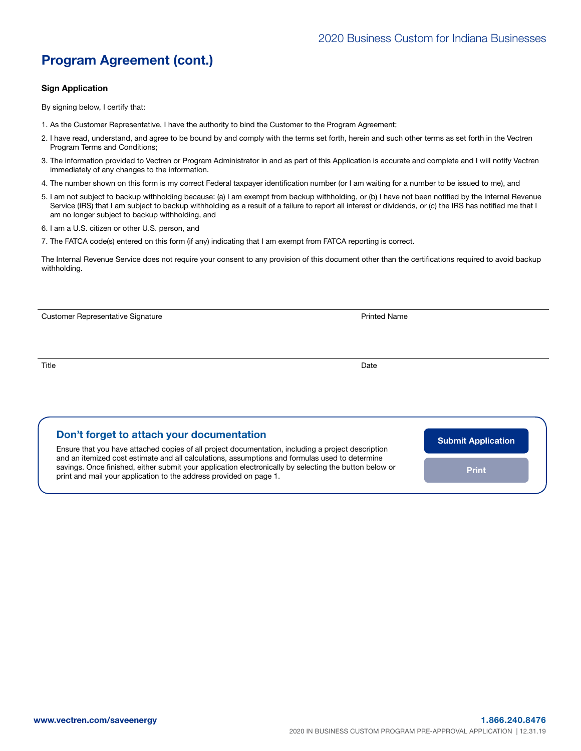# Program Agreement (cont.)

**Sign Application**

By signing below, I certify that:

1. As the Customer Representative, I have the authority to bind the Customer to the Program Agreement;
2. I have read, understand, and agree to be bound by and comply with the terms set forth, herein and such other terms as set forth in the Vectren Program Terms and Conditions;
3. The information provided to Vectren or Program Administrator in and as part of this Application is accurate and complete and I will notify Vectren immediately of any changes to the information.
4. The number shown on this form is my correct Federal taxpayer identification number (or I am waiting for a number to be issued to me), and
5. I am not subject to backup withholding because: (a) I am exempt from backup withholding, or (b) I have not been notified by the Internal Revenue Service (IRS) that I am subject to backup withholding as a result of a failure to report all interest or dividends, or (c) the IRS has notified me that I am no longer subject to backup withholding, and
6. I am a U.S. citizen or other U.S. person, and
7. The FATCA code(s) entered on this form (if any) indicating that I am exempt from FATCA reporting is correct.

The Internal Revenue Service does not require your consent to any provision of this document other than the certifications required to avoid backup withholding.

Customer Representative Signature

Printed Name

Title

Date

## Don't forget to attach your documentation

Ensure that you have attached copies of all project documentation, including a project description and an itemized cost estimate and all calculations, assumptions and formulas used to determine savings. Once finished, either submit your application electronically by selecting the button below or print and mail your application to the address provided on page 1.

Submit Application

Print